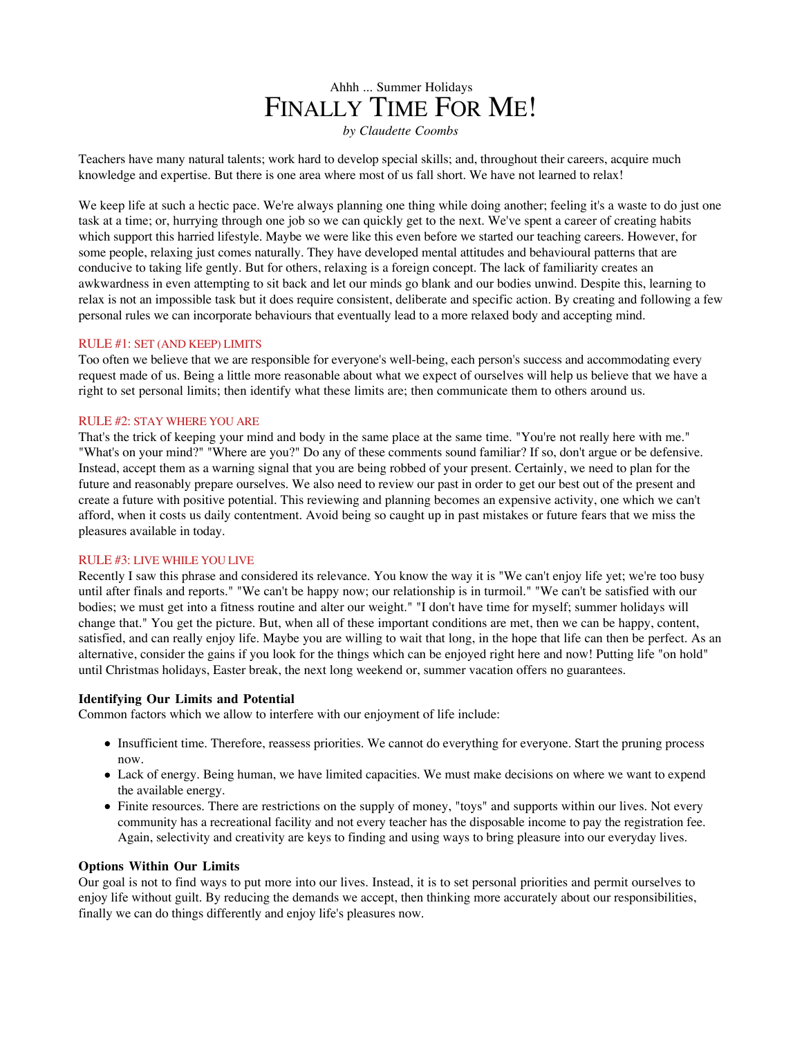Ahhh ... Summer Holidays

# FINALLY TIME FOR ME!

*by Claudette Coombs*

Teachers have many natural talents; work hard to develop special skills; and, throughout their careers, acquire much knowledge and expertise. But there is one area where most of us fall short. We have not learned to relax!

We keep life at such a hectic pace. We're always planning one thing while doing another; feeling it's a waste to do just one task at a time; or, hurrying through one job so we can quickly get to the next. We've spent a career of creating habits which support this harried lifestyle. Maybe we were like this even before we started our teaching careers. However, for some people, relaxing just comes naturally. They have developed mental attitudes and behavioural patterns that are conducive to taking life gently. But for others, relaxing is a foreign concept. The lack of familiarity creates an awkwardness in even attempting to sit back and let our minds go blank and our bodies unwind. Despite this, learning to relax is not an impossible task but it does require consistent, deliberate and specific action. By creating and following a few personal rules we can incorporate behaviours that eventually lead to a more relaxed body and accepting mind.

### RULE #1: SET (AND KEEP) LIMITS

Too often we believe that we are responsible for everyone's well-being, each person's success and accommodating every request made of us. Being a little more reasonable about what we expect of ourselves will help us believe that we have a right to set personal limits; then identify what these limits are; then communicate them to others around us.

### RULE #2: STAY WHERE YOU ARE

That's the trick of keeping your mind and body in the same place at the same time. "You're not really here with me." "What's on your mind?" "Where are you?" Do any of these comments sound familiar? If so, don't argue or be defensive. Instead, accept them as a warning signal that you are being robbed of your present. Certainly, we need to plan for the future and reasonably prepare ourselves. We also need to review our past in order to get our best out of the present and create a future with positive potential. This reviewing and planning becomes an expensive activity, one which we can't afford, when it costs us daily contentment. Avoid being so caught up in past mistakes or future fears that we miss the pleasures available in today.

### RULE #3: LIVE WHILE YOU LIVE

Recently I saw this phrase and considered its relevance. You know the way it is "We can't enjoy life yet; we're too busy until after finals and reports." "We can't be happy now; our relationship is in turmoil." "We can't be satisfied with our bodies; we must get into a fitness routine and alter our weight." "I don't have time for myself; summer holidays will change that." You get the picture. But, when all of these important conditions are met, then we can be happy, content, satisfied, and can really enjoy life. Maybe you are willing to wait that long, in the hope that life can then be perfect. As an alternative, consider the gains if you look for the things which can be enjoyed right here and now! Putting life "on hold" until Christmas holidays, Easter break, the next long weekend or, summer vacation offers no guarantees.

**Identifying Our Limits and Potential**

Common factors which we allow to interfere with our enjoyment of life include:

- Insufficient time. Therefore, reassess priorities. We cannot do everything for everyone. Start the pruning process now.
- Lack of energy. Being human, we have limited capacities. We must make decisions on where we want to expend the available energy.
- Finite resources. There are restrictions on the supply of money, "toys" and supports within our lives. Not every community has a recreational facility and not every teacher has the disposable income to pay the registration fee. Again, selectivity and creativity are keys to finding and using ways to bring pleasure into our everyday lives.

**Options Within Our Limits**

Our goal is not to find ways to put more into our lives. Instead, it is to set personal priorities and permit ourselves to enjoy life without guilt. By reducing the demands we accept, then thinking more accurately about our responsibilities, finally we can do things differently and enjoy life's pleasures now.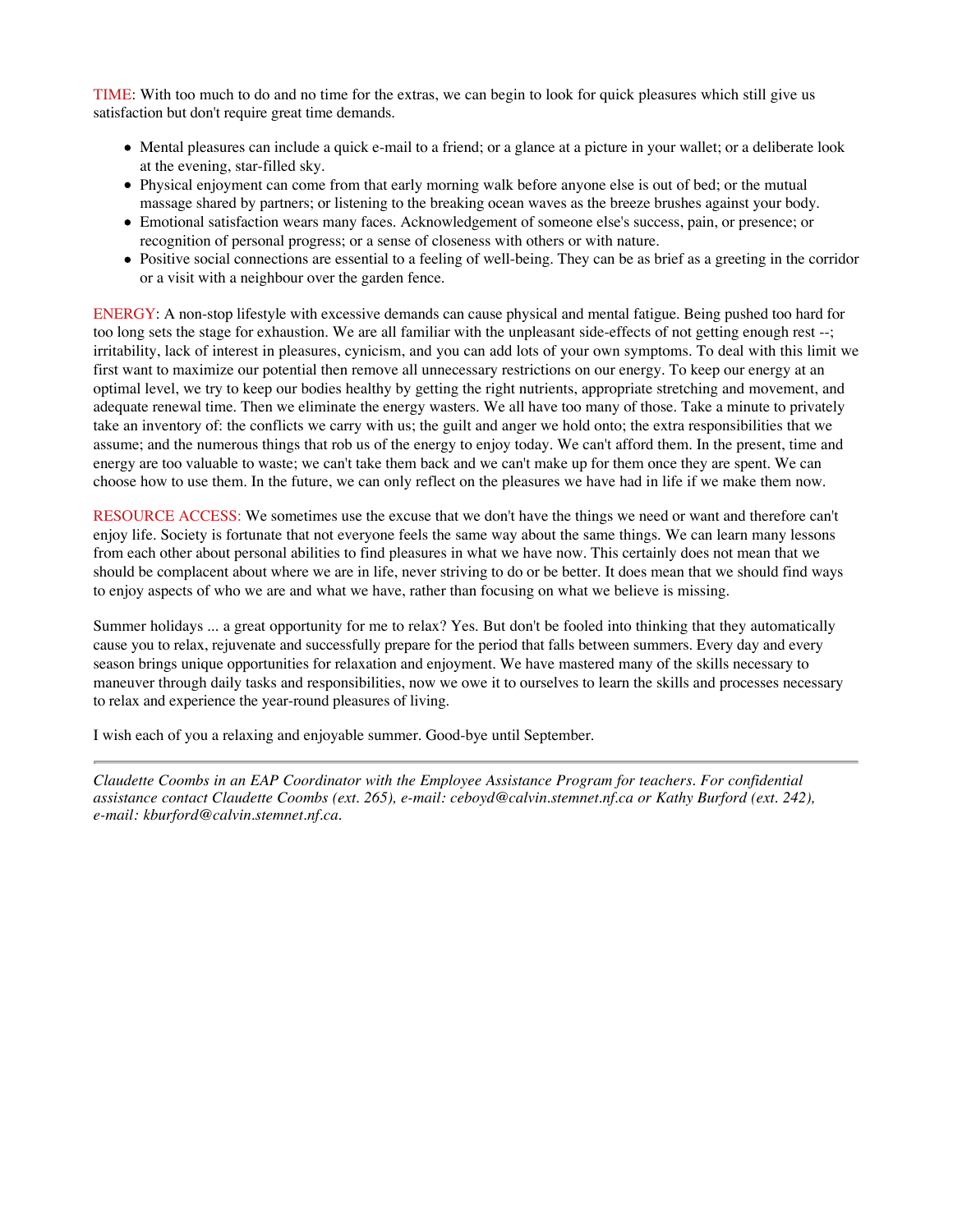TIME: With too much to do and no time for the extras, we can begin to look for quick pleasures which still give us satisfaction but don't require great time demands.

- Mental pleasures can include a quick e-mail to a friend; or a glance at a picture in your wallet; or a deliberate look at the evening, star-filled sky.
- Physical enjoyment can come from that early morning walk before anyone else is out of bed; or the mutual massage shared by partners; or listening to the breaking ocean waves as the breeze brushes against your body.
- Emotional satisfaction wears many faces. Acknowledgement of someone else's success, pain, or presence; or recognition of personal progress; or a sense of closeness with others or with nature.
- Positive social connections are essential to a feeling of well-being. They can be as brief as a greeting in the corridor or a visit with a neighbour over the garden fence.

ENERGY: A non-stop lifestyle with excessive demands can cause physical and mental fatigue. Being pushed too hard for too long sets the stage for exhaustion. We are all familiar with the unpleasant side-effects of not getting enough rest --; irritability, lack of interest in pleasures, cynicism, and you can add lots of your own symptoms. To deal with this limit we first want to maximize our potential then remove all unnecessary restrictions on our energy. To keep our energy at an optimal level, we try to keep our bodies healthy by getting the right nutrients, appropriate stretching and movement, and adequate renewal time. Then we eliminate the energy wasters. We all have too many of those. Take a minute to privately take an inventory of: the conflicts we carry with us; the guilt and anger we hold onto; the extra responsibilities that we assume; and the numerous things that rob us of the energy to enjoy today. We can't afford them. In the present, time and energy are too valuable to waste; we can't take them back and we can't make up for them once they are spent. We can choose how to use them. In the future, we can only reflect on the pleasures we have had in life if we make them now.

RESOURCE ACCESS: We sometimes use the excuse that we don't have the things we need or want and therefore can't enjoy life. Society is fortunate that not everyone feels the same way about the same things. We can learn many lessons from each other about personal abilities to find pleasures in what we have now. This certainly does not mean that we should be complacent about where we are in life, never striving to do or be better. It does mean that we should find ways to enjoy aspects of who we are and what we have, rather than focusing on what we believe is missing.

Summer holidays ... a great opportunity for me to relax? Yes. But don't be fooled into thinking that they automatically cause you to relax, rejuvenate and successfully prepare for the period that falls between summers. Every day and every season brings unique opportunities for relaxation and enjoyment. We have mastered many of the skills necessary to maneuver through daily tasks and responsibilities, now we owe it to ourselves to learn the skills and processes necessary to relax and experience the year-round pleasures of living.

I wish each of you a relaxing and enjoyable summer. Good-bye until September.

---

*Claudette Coombs in an EAP Coordinator with the Employee Assistance Program for teachers. For confidential assistance contact Claudette Coombs (ext. 265), e-mail: ceboyd@calvin.stemnet.nf.ca or Kathy Burford (ext. 242), e-mail: kburford@calvin.stemnet.nf.ca.*